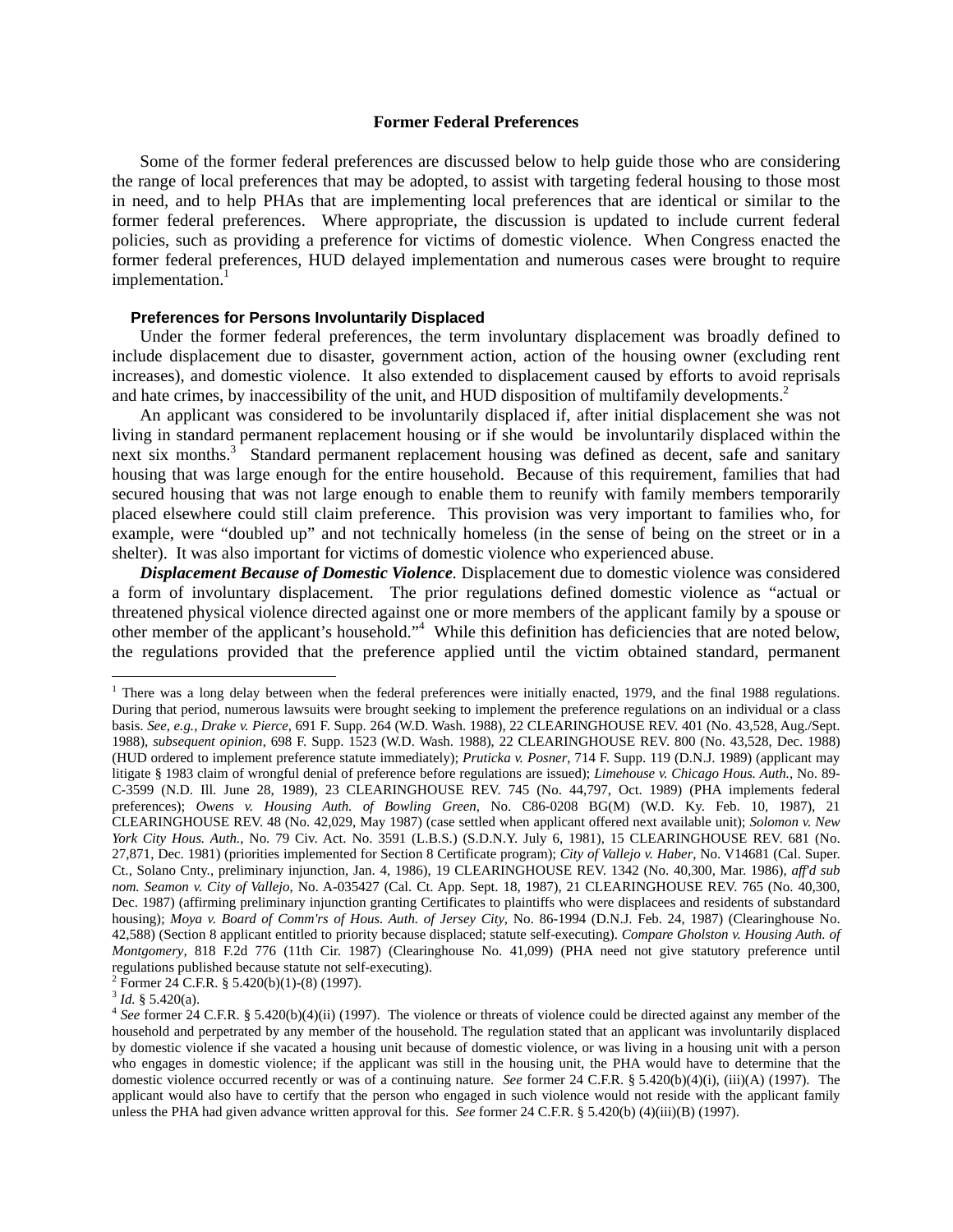## Former Federal Preferences

Some of the former federal preferences are discussed below to help guide those who are considering the range of local preferences that may be adopted, to assist with targeting federal housing to those most in need, and to help PHAs that are implementing local preferences that are identical or similar to the former federal preferences. Where appropriate, the discussion is updated to include current federal policies, such as providing a preference for victims of domestic violence. When Congress enacted the former federal preferences, HUD delayed implementation and numerous cases were brought to require implementation.[1]

### Preferences for Persons Involuntarily Displaced

Under the former federal preferences, the term involuntary displacement was broadly defined to include displacement due to disaster, government action, action of the housing owner (excluding rent increases), and domestic violence. It also extended to displacement caused by efforts to avoid reprisals and hate crimes, by inaccessibility of the unit, and HUD disposition of multifamily developments.[2]

An applicant was considered to be involuntarily displaced if, after initial displacement she was not living in standard permanent replacement housing or if she would be involuntarily displaced within the next six months.[3] Standard permanent replacement housing was defined as decent, safe and sanitary housing that was large enough for the entire household. Because of this requirement, families that had secured housing that was not large enough to enable them to reunify with family members temporarily placed elsewhere could still claim preference. This provision was very important to families who, for example, were "doubled up" and not technically homeless (in the sense of being on the street or in a shelter). It was also important for victims of domestic violence who experienced abuse.

***Displacement Because of Domestic Violence.*** Displacement due to domestic violence was considered a form of involuntary displacement. The prior regulations defined domestic violence as "actual or threatened physical violence directed against one or more members of the applicant family by a spouse or other member of the applicant's household."[4] While this definition has deficiencies that are noted below, the regulations provided that the preference applied until the victim obtained standard, permanent

---

[1] There was a long delay between when the federal preferences were initially enacted, 1979, and the final 1988 regulations. During that period, numerous lawsuits were brought seeking to implement the preference regulations on an individual or a class basis. *See, e.g., Drake v. Pierce*, 691 F. Supp. 264 (W.D. Wash. 1988), 22 CLEARINGHOUSE REV. 401 (No. 43,528, Aug./Sept. 1988), *subsequent opinion*, 698 F. Supp. 1523 (W.D. Wash. 1988), 22 CLEARINGHOUSE REV. 800 (No. 43,528, Dec. 1988) (HUD ordered to implement preference statute immediately); *Pruticka v. Posner*, 714 F. Supp. 119 (D.N.J. 1989) (applicant may litigate § 1983 claim of wrongful denial of preference before regulations are issued); *Limehouse v. Chicago Hous. Auth.*, No. 89-C-3599 (N.D. Ill. June 28, 1989), 23 CLEARINGHOUSE REV. 745 (No. 44,797, Oct. 1989) (PHA implements federal preferences); *Owens v. Housing Auth. of Bowling Green*, No. C86-0208 BG(M) (W.D. Ky. Feb. 10, 1987), 21 CLEARINGHOUSE REV. 48 (No. 42,029, May 1987) (case settled when applicant offered next available unit); *Solomon v. New York City Hous. Auth.*, No. 79 Civ. Act. No. 3591 (L.B.S.) (S.D.N.Y. July 6, 1981), 15 CLEARINGHOUSE REV. 681 (No. 27,871, Dec. 1981) (priorities implemented for Section 8 Certificate program); *City of Vallejo v. Haber*, No. V14681 (Cal. Super. Ct., Solano Cnty., preliminary injunction, Jan. 4, 1986), 19 CLEARINGHOUSE REV. 1342 (No. 40,300, Mar. 1986), *aff'd sub nom. Seamon v. City of Vallejo*, No. A-035427 (Cal. Ct. App. Sept. 18, 1987), 21 CLEARINGHOUSE REV. 765 (No. 40,300, Dec. 1987) (affirming preliminary injunction granting Certificates to plaintiffs who were displacees and residents of substandard housing); *Moya v. Board of Comm'rs of Hous. Auth. of Jersey City*, No. 86-1994 (D.N.J. Feb. 24, 1987) (Clearinghouse No. 42,588) (Section 8 applicant entitled to priority because displaced; statute self-executing). *Compare Gholston v. Housing Auth. of Montgomery*, 818 F.2d 776 (11th Cir. 1987) (Clearinghouse No. 41,099) (PHA need not give statutory preference until regulations published because statute not self-executing).

[2] Former 24 C.F.R. § 5.420(b)(1)-(8) (1997).

[3] *Id.* § 5.420(a).

[4] *See* former 24 C.F.R. § 5.420(b)(4)(ii) (1997). The violence or threats of violence could be directed against any member of the household and perpetrated by any member of the household. The regulation stated that an applicant was involuntarily displaced by domestic violence if she vacated a housing unit because of domestic violence, or was living in a housing unit with a person who engages in domestic violence; if the applicant was still in the housing unit, the PHA would have to determine that the domestic violence occurred recently or was of a continuing nature. *See* former 24 C.F.R. § 5.420(b)(4)(i), (iii)(A) (1997). The applicant would also have to certify that the person who engaged in such violence would not reside with the applicant family unless the PHA had given advance written approval for this. *See* former 24 C.F.R. § 5.420(b) (4)(iii)(B) (1997).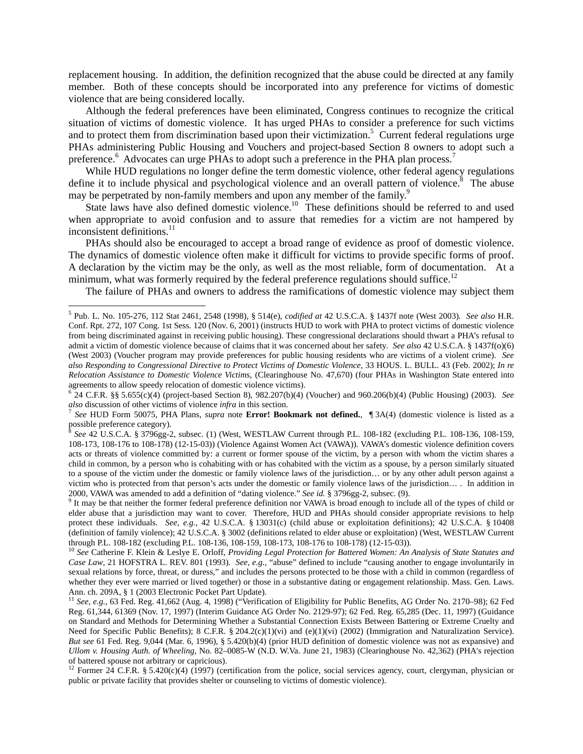replacement housing. In addition, the definition recognized that the abuse could be directed at any family member. Both of these concepts should be incorporated into any preference for victims of domestic violence that are being considered locally.

Although the federal preferences have been eliminated, Congress continues to recognize the critical situation of victims of domestic violence. It has urged PHAs to consider a preference for such victims and to protect them from discrimination based upon their victimization.[5] Current federal regulations urge PHAs administering Public Housing and Vouchers and project-based Section 8 owners to adopt such a preference.[6] Advocates can urge PHAs to adopt such a preference in the PHA plan process.[7]

While HUD regulations no longer define the term domestic violence, other federal agency regulations define it to include physical and psychological violence and an overall pattern of violence.[8] The abuse may be perpetrated by non-family members and upon any member of the family.[9]

State laws have also defined domestic violence.[10] These definitions should be referred to and used when appropriate to avoid confusion and to assure that remedies for a victim are not hampered by inconsistent definitions.[11]

PHAs should also be encouraged to accept a broad range of evidence as proof of domestic violence. The dynamics of domestic violence often make it difficult for victims to provide specific forms of proof. A declaration by the victim may be the only, as well as the most reliable, form of documentation. At a minimum, what was formerly required by the federal preference regulations should suffice.[12]

The failure of PHAs and owners to address the ramifications of domestic violence may subject them

---

[5] Pub. L. No. 105-276, 112 Stat 2461, 2548 (1998), § 514(e), *codified at* 42 U.S.C.A. § 1437f note (West 2003). *See also* H.R. Conf. Rpt. 272, 107 Cong. 1st Sess. 120 (Nov. 6, 2001) (instructs HUD to work with PHA to protect victims of domestic violence from being discriminated against in receiving public housing). These congressional declarations should thwart a PHA's refusal to admit a victim of domestic violence because of claims that it was concerned about her safety. *See also* 42 U.S.C.A. § 1437f(o)(6) (West 2003) (Voucher program may provide preferences for public housing residents who are victims of a violent crime). *See also Responding to Congressional Directive to Protect Victims of Domestic Violence,* 33 HOUS. L. BULL. 43 (Feb. 2002); *In re Relocation Assistance to Domestic Violence Victims*, (Clearinghouse No. 47,670) (four PHAs in Washington State entered into agreements to allow speedy relocation of domestic violence victims).

[6] 24 C.F.R. §§ 5.655(c)(4) (project-based Section 8), 982.207(b)(4) (Voucher) and 960.206(b)(4) (Public Housing) (2003). *See also* discussion of other victims of violence *infra* in this section.

[7] *See* HUD Form 50075, PHA Plans, *supra* note **Error! Bookmark not defined.**, ¶ 3A(4) (domestic violence is listed as a possible preference category).

[8] *See* 42 U.S.C.A. § 3796gg-2, subsec. (1) (West, WESTLAW Current through P.L. 108-182 (excluding P.L. 108-136, 108-159, 108-173, 108-176 to 108-178) (12-15-03)) (Violence Against Women Act (VAWA)). VAWA's domestic violence definition covers acts or threats of violence committed by: a current or former spouse of the victim, by a person with whom the victim shares a child in common, by a person who is cohabiting with or has cohabited with the victim as a spouse, by a person similarly situated to a spouse of the victim under the domestic or family violence laws of the jurisdiction… or by any other adult person against a victim who is protected from that person's acts under the domestic or family violence laws of the jurisdiction… . In addition in 2000, VAWA was amended to add a definition of "dating violence." *See id.* § 3796gg-2, subsec. (9).

[9] It may be that neither the former federal preference definition nor VAWA is broad enough to include all of the types of child or elder abuse that a jurisdiction may want to cover. Therefore, HUD and PHAs should consider appropriate revisions to help protect these individuals. *See, e.g.*, 42 U.S.C.A. § 13031(c) (child abuse or exploitation definitions); 42 U.S.C.A. § 10408 (definition of family violence); 42 U.S.C.A. § 3002 (definitions related to elder abuse or exploitation) (West, WESTLAW Current through P.L. 108-182 (excluding P.L. 108-136, 108-159, 108-173, 108-176 to 108-178) (12-15-03)).

[10] *See* Catherine F. Klein & Leslye E. Orloff, *Providing Legal Protection for Battered Women: An Analysis of State Statutes and Case Law*, 21 HOFSTRA L. REV. 801 (1993). *See, e.g.,* "abuse" defined to include "causing another to engage involuntarily in sexual relations by force, threat, or duress," and includes the persons protected to be those with a child in common (regardless of whether they ever were married or lived together) or those in a substantive dating or engagement relationship. Mass. Gen. Laws. Ann. ch. 209A, § 1 (2003 Electronic Pocket Part Update).

[11] *See, e.g.*, 63 Fed. Reg. 41,662 (Aug. 4, 1998) ("Verification of Eligibility for Public Benefits, AG Order No. 2170–98); 62 Fed Reg. 61,344, 61369 (Nov. 17, 1997) (Interim Guidance AG Order No. 2129-97); 62 Fed. Reg. 65,285 (Dec. 11, 1997) (Guidance on Standard and Methods for Determining Whether a Substantial Connection Exists Between Battering or Extreme Cruelty and Need for Specific Public Benefits); 8 C.F.R. § 204.2(c)(1)(vi) and (e)(1)(vi) (2002) (Immigration and Naturalization Service). *But see* 61 Fed. Reg. 9,044 (Mar. 6, 1996), § 5.420(b)(4) (prior HUD definition of domestic violence was not as expansive) and *Ullom v. Housing Auth. of Wheeling*, No. 82–0085-W (N.D. W.Va. June 21, 1983) (Clearinghouse No. 42,362) (PHA's rejection of battered spouse not arbitrary or capricious).

[12] Former 24 C.F.R. § 5.420(c)(4) (1997) (certification from the police, social services agency, court, clergyman, physician or public or private facility that provides shelter or counseling to victims of domestic violence).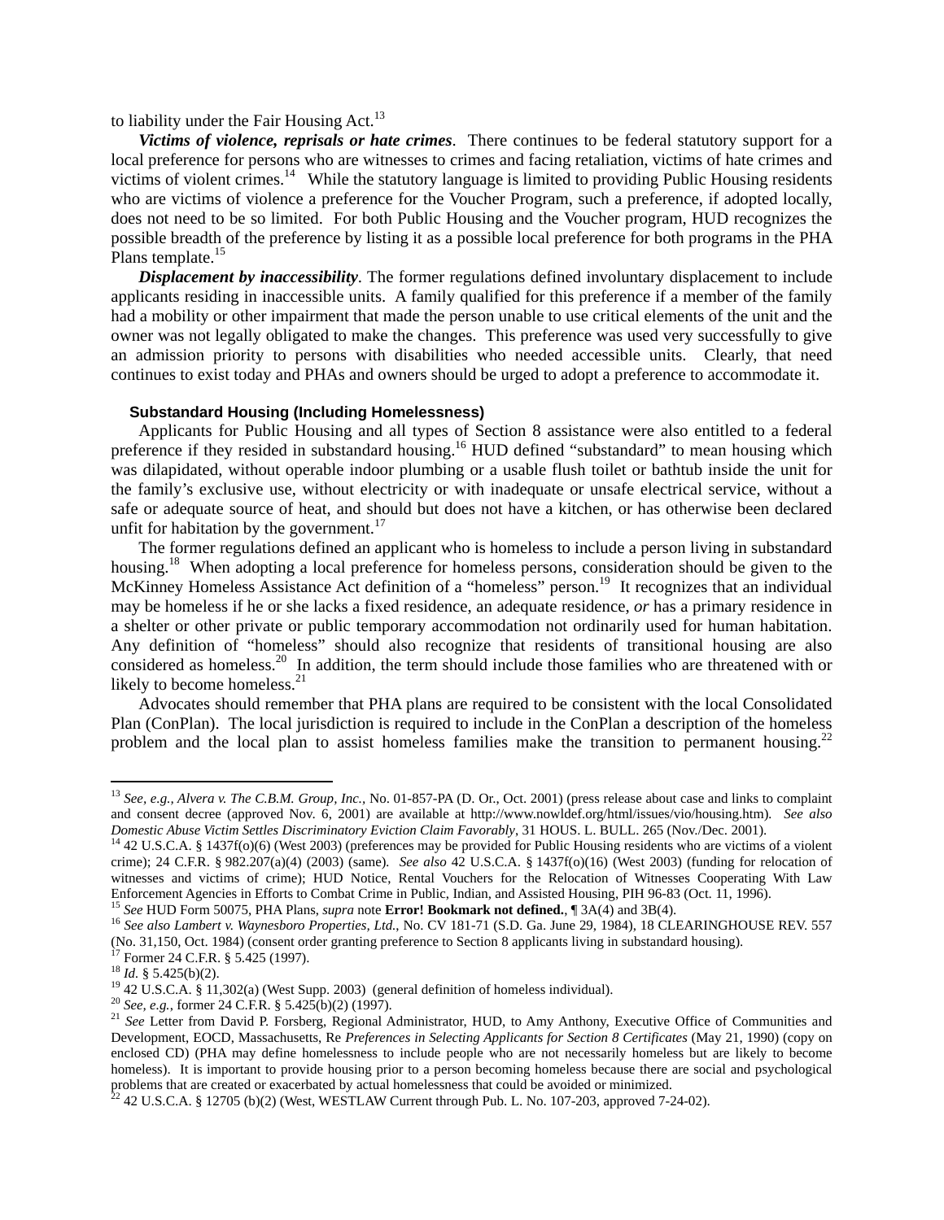to liability under the Fair Housing Act.[13]

***Victims of violence, reprisals or hate crimes***. There continues to be federal statutory support for a local preference for persons who are witnesses to crimes and facing retaliation, victims of hate crimes and victims of violent crimes.[14] While the statutory language is limited to providing Public Housing residents who are victims of violence a preference for the Voucher Program, such a preference, if adopted locally, does not need to be so limited. For both Public Housing and the Voucher program, HUD recognizes the possible breadth of the preference by listing it as a possible local preference for both programs in the PHA Plans template.[15]

***Displacement by inaccessibility***. The former regulations defined involuntary displacement to include applicants residing in inaccessible units. A family qualified for this preference if a member of the family had a mobility or other impairment that made the person unable to use critical elements of the unit and the owner was not legally obligated to make the changes. This preference was used very successfully to give an admission priority to persons with disabilities who needed accessible units. Clearly, that need continues to exist today and PHAs and owners should be urged to adopt a preference to accommodate it.

### Substandard Housing (Including Homelessness)

Applicants for Public Housing and all types of Section 8 assistance were also entitled to a federal preference if they resided in substandard housing.[16] HUD defined "substandard" to mean housing which was dilapidated, without operable indoor plumbing or a usable flush toilet or bathtub inside the unit for the family's exclusive use, without electricity or with inadequate or unsafe electrical service, without a safe or adequate source of heat, and should but does not have a kitchen, or has otherwise been declared unfit for habitation by the government.[17]

The former regulations defined an applicant who is homeless to include a person living in substandard housing.[18] When adopting a local preference for homeless persons, consideration should be given to the McKinney Homeless Assistance Act definition of a "homeless" person.[19] It recognizes that an individual may be homeless if he or she lacks a fixed residence, an adequate residence, *or* has a primary residence in a shelter or other private or public temporary accommodation not ordinarily used for human habitation. Any definition of "homeless" should also recognize that residents of transitional housing are also considered as homeless.[20] In addition, the term should include those families who are threatened with or likely to become homeless.[21]

Advocates should remember that PHA plans are required to be consistent with the local Consolidated Plan (ConPlan). The local jurisdiction is required to include in the ConPlan a description of the homeless problem and the local plan to assist homeless families make the transition to permanent housing.[22]

---

[13] *See, e.g., Alvera v. The C.B.M. Group, Inc.*, No. 01-857-PA (D. Or., Oct. 2001) (press release about case and links to complaint and consent decree (approved Nov. 6, 2001) are available at http://www.nowldef.org/html/issues/vio/housing.htm). *See also Domestic Abuse Victim Settles Discriminatory Eviction Claim Favorably*, 31 HOUS. L. BULL. 265 (Nov./Dec. 2001).

[14] 42 U.S.C.A. § 1437f(o)(6) (West 2003) (preferences may be provided for Public Housing residents who are victims of a violent crime); 24 C.F.R. § 982.207(a)(4) (2003) (same). *See also* 42 U.S.C.A. § 1437f(o)(16) (West 2003) (funding for relocation of witnesses and victims of crime); HUD Notice, Rental Vouchers for the Relocation of Witnesses Cooperating With Law Enforcement Agencies in Efforts to Combat Crime in Public, Indian, and Assisted Housing, PIH 96-83 (Oct. 11, 1996).

[15] *See* HUD Form 50075, PHA Plans, *supra* note **Error! Bookmark not defined.**, ¶ 3A(4) and 3B(4).

[16] *See also Lambert v. Waynesboro Properties, Ltd.*, No. CV 181-71 (S.D. Ga. June 29, 1984), 18 CLEARINGHOUSE REV. 557 (No. 31,150, Oct. 1984) (consent order granting preference to Section 8 applicants living in substandard housing).

[17] Former 24 C.F.R. § 5.425 (1997).

[18] *Id.* § 5.425(b)(2).

[19] 42 U.S.C.A. § 11,302(a) (West Supp. 2003) (general definition of homeless individual).

[20] *See, e.g.*, former 24 C.F.R. § 5.425(b)(2) (1997).

[21] *See* Letter from David P. Forsberg, Regional Administrator, HUD, to Amy Anthony, Executive Office of Communities and Development, EOCD, Massachusetts, Re *Preferences in Selecting Applicants for Section 8 Certificates* (May 21, 1990) (copy on enclosed CD) (PHA may define homelessness to include people who are not necessarily homeless but are likely to become homeless). It is important to provide housing prior to a person becoming homeless because there are social and psychological problems that are created or exacerbated by actual homelessness that could be avoided or minimized.

[22] 42 U.S.C.A. § 12705 (b)(2) (West, WESTLAW Current through Pub. L. No. 107-203, approved 7-24-02).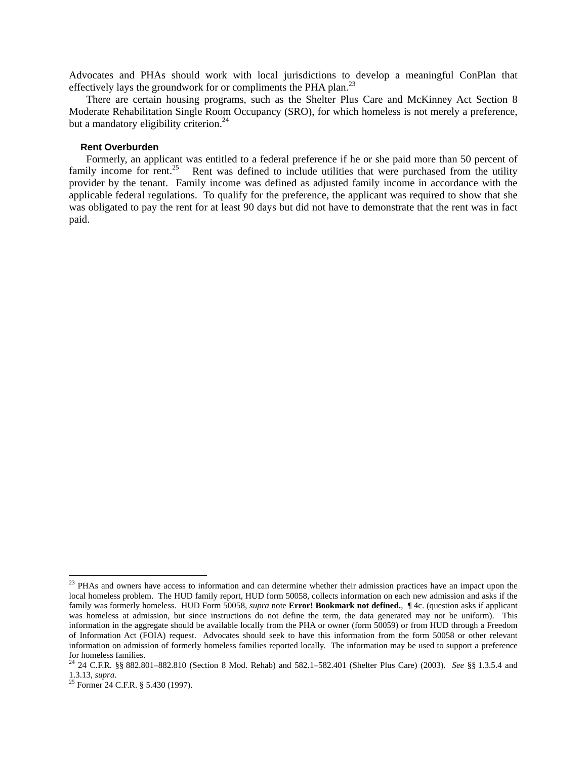Advocates and PHAs should work with local jurisdictions to develop a meaningful ConPlan that effectively lays the groundwork for or compliments the PHA plan.[23]

There are certain housing programs, such as the Shelter Plus Care and McKinney Act Section 8 Moderate Rehabilitation Single Room Occupancy (SRO), for which homeless is not merely a preference, but a mandatory eligibility criterion.[24]

### Rent Overburden

Formerly, an applicant was entitled to a federal preference if he or she paid more than 50 percent of family income for rent.[25] Rent was defined to include utilities that were purchased from the utility provider by the tenant. Family income was defined as adjusted family income in accordance with the applicable federal regulations. To qualify for the preference, the applicant was required to show that she was obligated to pay the rent for at least 90 days but did not have to demonstrate that the rent was in fact paid.

---

[23] PHAs and owners have access to information and can determine whether their admission practices have an impact upon the local homeless problem. The HUD family report, HUD form 50058, collects information on each new admission and asks if the family was formerly homeless. HUD Form 50058, *supra* note **Error! Bookmark not defined.**, ¶ 4c. (question asks if applicant was homeless at admission, but since instructions do not define the term, the data generated may not be uniform). This information in the aggregate should be available locally from the PHA or owner (form 50059) or from HUD through a Freedom of Information Act (FOIA) request. Advocates should seek to have this information from the form 50058 or other relevant information on admission of formerly homeless families reported locally. The information may be used to support a preference for homeless families.

[24] 24 C.F.R. §§ 882.801–882.810 (Section 8 Mod. Rehab) and 582.1–582.401 (Shelter Plus Care) (2003). *See* §§ 1.3.5.4 and 1.3.13, *supra*.

[25] Former 24 C.F.R. § 5.430 (1997).